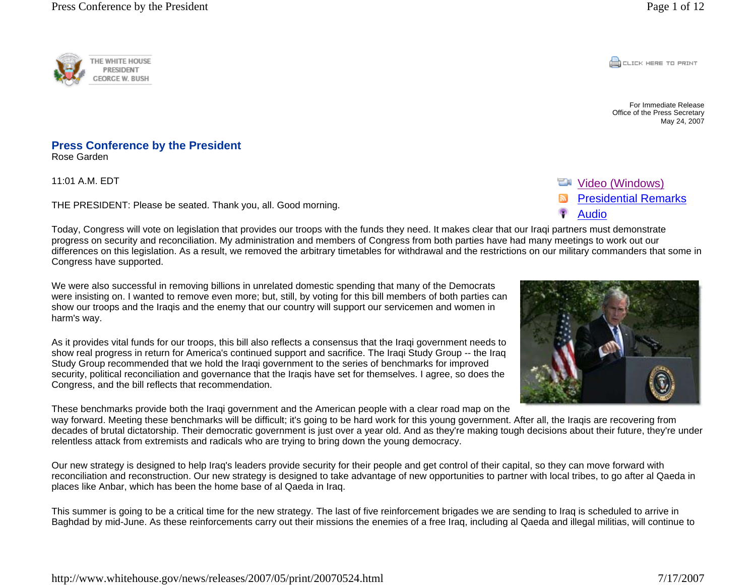For Immediate Release
Office of the Press Secretary
May 24, 2007

# Press Conference by the President

Rose Garden

11:01 A.M. EDT

THE PRESIDENT: Please be seated. Thank you, all. Good morning.

Today, Congress will vote on legislation that provides our troops with the funds they need. It makes clear that our Iraqi partners must demonstrate progress on security and reconciliation. My administration and members of Congress from both parties have had many meetings to work out our differences on this legislation. As a result, we removed the arbitrary timetables for withdrawal and the restrictions on our military commanders that some in Congress have supported.

We were also successful in removing billions in unrelated domestic spending that many of the Democrats were insisting on. I wanted to remove even more; but, still, by voting for this bill members of both parties can show our troops and the Iraqis and the enemy that our country will support our servicemen and women in harm's way.

As it provides vital funds for our troops, this bill also reflects a consensus that the Iraqi government needs to show real progress in return for America's continued support and sacrifice. The Iraqi Study Group -- the Iraq Study Group recommended that we hold the Iraqi government to the series of benchmarks for improved security, political reconciliation and governance that the Iraqis have set for themselves. I agree, so does the Congress, and the bill reflects that recommendation.

These benchmarks provide both the Iraqi government and the American people with a clear road map on the way forward. Meeting these benchmarks will be difficult; it's going to be hard work for this young government. After all, the Iraqis are recovering from decades of brutal dictatorship. Their democratic government is just over a year old. And as they're making tough decisions about their future, they're under relentless attack from extremists and radicals who are trying to bring down the young democracy.

Our new strategy is designed to help Iraq's leaders provide security for their people and get control of their capital, so they can move forward with reconciliation and reconstruction. Our new strategy is designed to take advantage of new opportunities to partner with local tribes, to go after al Qaeda in places like Anbar, which has been the home base of al Qaeda in Iraq.

This summer is going to be a critical time for the new strategy. The last of five reinforcement brigades we are sending to Iraq is scheduled to arrive in Baghdad by mid-June. As these reinforcements carry out their missions the enemies of a free Iraq, including al Qaeda and illegal militias, will continue to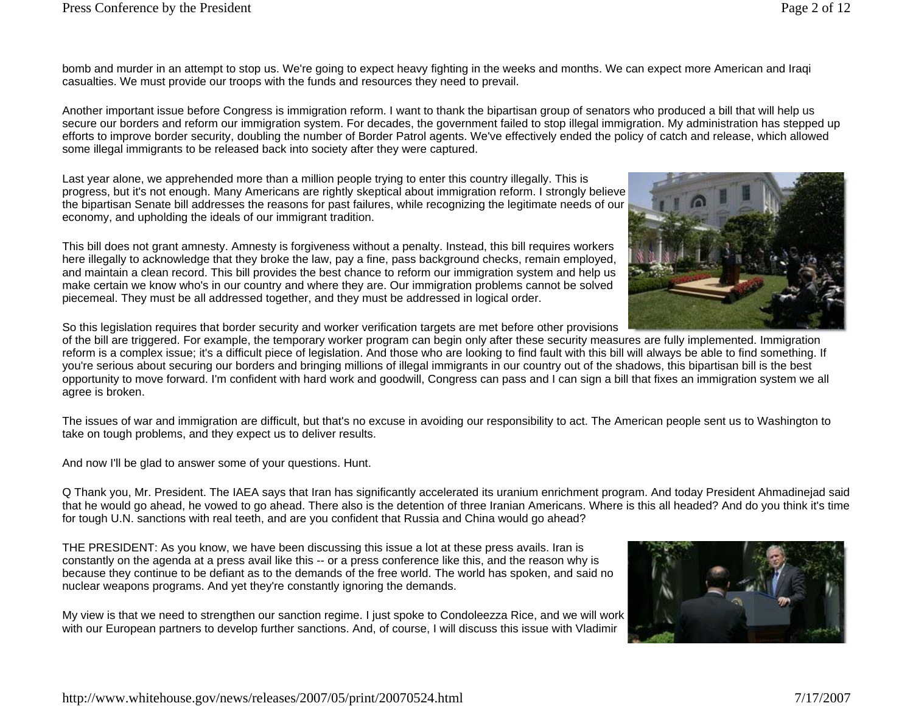bomb and murder in an attempt to stop us. We're going to expect heavy fighting in the weeks and months. We can expect more American and Iraqi casualties. We must provide our troops with the funds and resources they need to prevail.

Another important issue before Congress is immigration reform. I want to thank the bipartisan group of senators who produced a bill that will help us secure our borders and reform our immigration system. For decades, the government failed to stop illegal immigration. My administration has stepped up efforts to improve border security, doubling the number of Border Patrol agents. We've effectively ended the policy of catch and release, which allowed some illegal immigrants to be released back into society after they were captured.

Last year alone, we apprehended more than a million people trying to enter this country illegally. This is progress, but it's not enough. Many Americans are rightly skeptical about immigration reform. I strongly believe the bipartisan Senate bill addresses the reasons for past failures, while recognizing the legitimate needs of our economy, and upholding the ideals of our immigrant tradition.

This bill does not grant amnesty. Amnesty is forgiveness without a penalty. Instead, this bill requires workers here illegally to acknowledge that they broke the law, pay a fine, pass background checks, remain employed, and maintain a clean record. This bill provides the best chance to reform our immigration system and help us make certain we know who's in our country and where they are. Our immigration problems cannot be solved piecemeal. They must be all addressed together, and they must be addressed in logical order.

So this legislation requires that border security and worker verification targets are met before other provisions of the bill are triggered. For example, the temporary worker program can begin only after these security measures are fully implemented. Immigration reform is a complex issue; it's a difficult piece of legislation. And those who are looking to find fault with this bill will always be able to find something. If you're serious about securing our borders and bringing millions of illegal immigrants in our country out of the shadows, this bipartisan bill is the best opportunity to move forward. I'm confident with hard work and goodwill, Congress can pass and I can sign a bill that fixes an immigration system we all agree is broken.

The issues of war and immigration are difficult, but that's no excuse in avoiding our responsibility to act. The American people sent us to Washington to take on tough problems, and they expect us to deliver results.

And now I'll be glad to answer some of your questions. Hunt.

Q Thank you, Mr. President. The IAEA says that Iran has significantly accelerated its uranium enrichment program. And today President Ahmadinejad said that he would go ahead, he vowed to go ahead. There also is the detention of three Iranian Americans. Where is this all headed? And do you think it's time for tough U.N. sanctions with real teeth, and are you confident that Russia and China would go ahead?

THE PRESIDENT: As you know, we have been discussing this issue a lot at these press avails. Iran is constantly on the agenda at a press avail like this -- or a press conference like this, and the reason why is because they continue to be defiant as to the demands of the free world. The world has spoken, and said no nuclear weapons programs. And yet they're constantly ignoring the demands.

My view is that we need to strengthen our sanction regime. I just spoke to Condoleezza Rice, and we will work with our European partners to develop further sanctions. And, of course, I will discuss this issue with Vladimir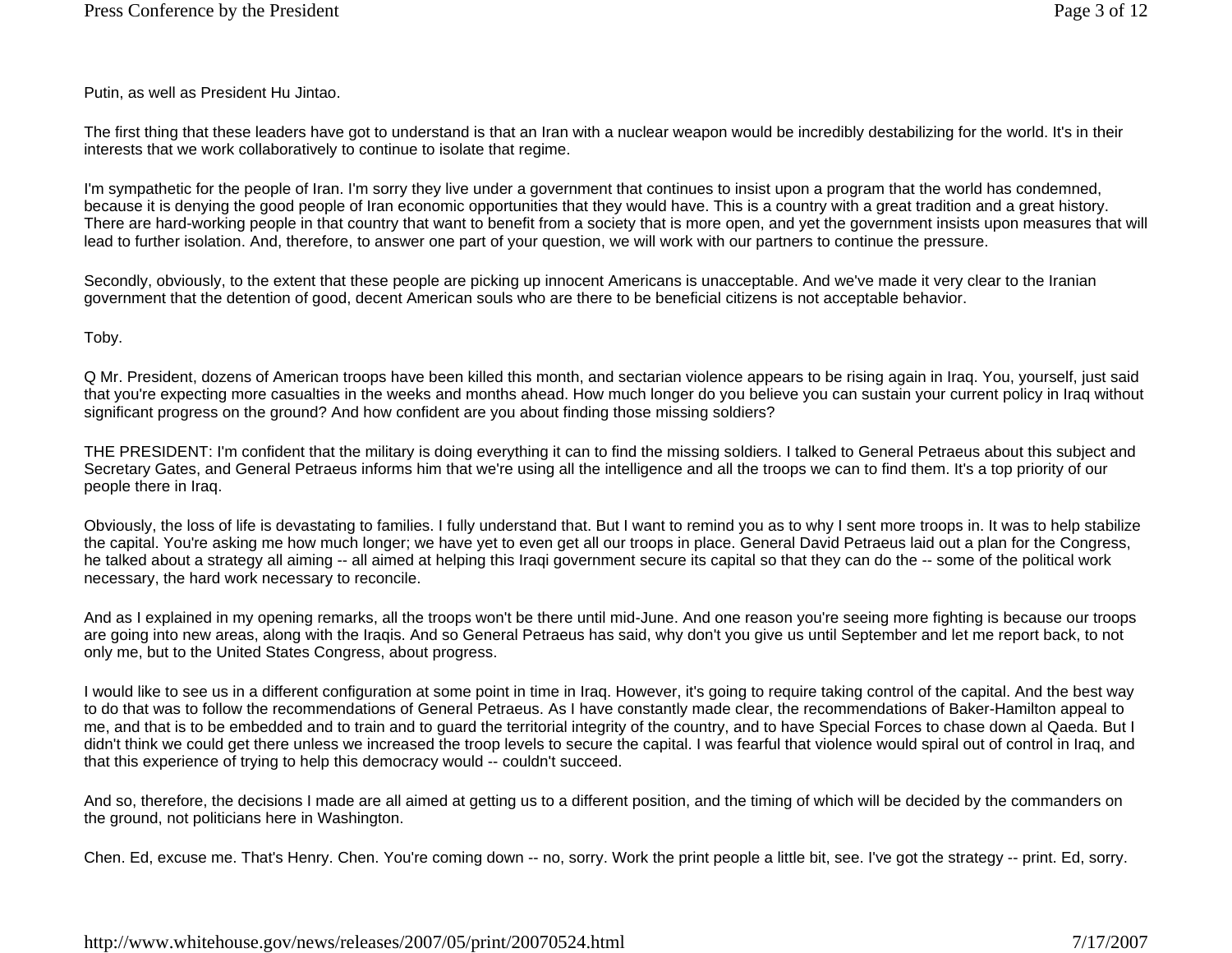Putin, as well as President Hu Jintao.

The first thing that these leaders have got to understand is that an Iran with a nuclear weapon would be incredibly destabilizing for the world. It's in their interests that we work collaboratively to continue to isolate that regime.

I'm sympathetic for the people of Iran. I'm sorry they live under a government that continues to insist upon a program that the world has condemned, because it is denying the good people of Iran economic opportunities that they would have. This is a country with a great tradition and a great history. There are hard-working people in that country that want to benefit from a society that is more open, and yet the government insists upon measures that will lead to further isolation. And, therefore, to answer one part of your question, we will work with our partners to continue the pressure.

Secondly, obviously, to the extent that these people are picking up innocent Americans is unacceptable. And we've made it very clear to the Iranian government that the detention of good, decent American souls who are there to be beneficial citizens is not acceptable behavior.

Toby.

Q Mr. President, dozens of American troops have been killed this month, and sectarian violence appears to be rising again in Iraq. You, yourself, just said that you're expecting more casualties in the weeks and months ahead. How much longer do you believe you can sustain your current policy in Iraq without significant progress on the ground? And how confident are you about finding those missing soldiers?

THE PRESIDENT: I'm confident that the military is doing everything it can to find the missing soldiers. I talked to General Petraeus about this subject and Secretary Gates, and General Petraeus informs him that we're using all the intelligence and all the troops we can to find them. It's a top priority of our people there in Iraq.

Obviously, the loss of life is devastating to families. I fully understand that. But I want to remind you as to why I sent more troops in. It was to help stabilize the capital. You're asking me how much longer; we have yet to even get all our troops in place. General David Petraeus laid out a plan for the Congress, he talked about a strategy all aiming -- all aimed at helping this Iraqi government secure its capital so that they can do the -- some of the political work necessary, the hard work necessary to reconcile.

And as I explained in my opening remarks, all the troops won't be there until mid-June. And one reason you're seeing more fighting is because our troops are going into new areas, along with the Iraqis. And so General Petraeus has said, why don't you give us until September and let me report back, to not only me, but to the United States Congress, about progress.

I would like to see us in a different configuration at some point in time in Iraq. However, it's going to require taking control of the capital. And the best way to do that was to follow the recommendations of General Petraeus. As I have constantly made clear, the recommendations of Baker-Hamilton appeal to me, and that is to be embedded and to train and to guard the territorial integrity of the country, and to have Special Forces to chase down al Qaeda. But I didn't think we could get there unless we increased the troop levels to secure the capital. I was fearful that violence would spiral out of control in Iraq, and that this experience of trying to help this democracy would -- couldn't succeed.

And so, therefore, the decisions I made are all aimed at getting us to a different position, and the timing of which will be decided by the commanders on the ground, not politicians here in Washington.

Chen. Ed, excuse me. That's Henry. Chen. You're coming down -- no, sorry. Work the print people a little bit, see. I've got the strategy -- print. Ed, sorry.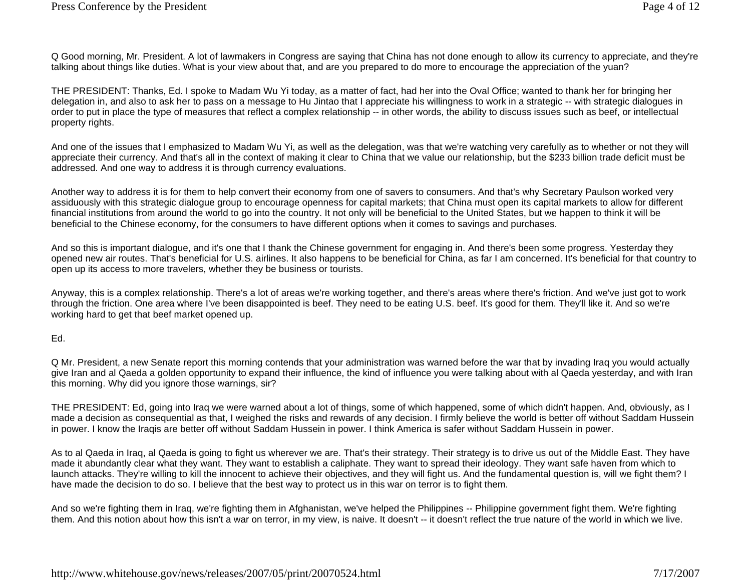Q Good morning, Mr. President. A lot of lawmakers in Congress are saying that China has not done enough to allow its currency to appreciate, and they're talking about things like duties. What is your view about that, and are you prepared to do more to encourage the appreciation of the yuan?

THE PRESIDENT: Thanks, Ed. I spoke to Madam Wu Yi today, as a matter of fact, had her into the Oval Office; wanted to thank her for bringing her delegation in, and also to ask her to pass on a message to Hu Jintao that I appreciate his willingness to work in a strategic -- with strategic dialogues in order to put in place the type of measures that reflect a complex relationship -- in other words, the ability to discuss issues such as beef, or intellectual property rights.

And one of the issues that I emphasized to Madam Wu Yi, as well as the delegation, was that we're watching very carefully as to whether or not they will appreciate their currency. And that's all in the context of making it clear to China that we value our relationship, but the $233 billion trade deficit must be addressed. And one way to address it is through currency evaluations.

Another way to address it is for them to help convert their economy from one of savers to consumers. And that's why Secretary Paulson worked very assiduously with this strategic dialogue group to encourage openness for capital markets; that China must open its capital markets to allow for different financial institutions from around the world to go into the country. It not only will be beneficial to the United States, but we happen to think it will be beneficial to the Chinese economy, for the consumers to have different options when it comes to savings and purchases.

And so this is important dialogue, and it's one that I thank the Chinese government for engaging in. And there's been some progress. Yesterday they opened new air routes. That's beneficial for U.S. airlines. It also happens to be beneficial for China, as far I am concerned. It's beneficial for that country to open up its access to more travelers, whether they be business or tourists.

Anyway, this is a complex relationship. There's a lot of areas we're working together, and there's areas where there's friction. And we've just got to work through the friction. One area where I've been disappointed is beef. They need to be eating U.S. beef. It's good for them. They'll like it. And so we're working hard to get that beef market opened up.

Ed.

Q Mr. President, a new Senate report this morning contends that your administration was warned before the war that by invading Iraq you would actually give Iran and al Qaeda a golden opportunity to expand their influence, the kind of influence you were talking about with al Qaeda yesterday, and with Iran this morning. Why did you ignore those warnings, sir?

THE PRESIDENT: Ed, going into Iraq we were warned about a lot of things, some of which happened, some of which didn't happen. And, obviously, as I made a decision as consequential as that, I weighed the risks and rewards of any decision. I firmly believe the world is better off without Saddam Hussein in power. I know the Iraqis are better off without Saddam Hussein in power. I think America is safer without Saddam Hussein in power.

As to al Qaeda in Iraq, al Qaeda is going to fight us wherever we are. That's their strategy. Their strategy is to drive us out of the Middle East. They have made it abundantly clear what they want. They want to establish a caliphate. They want to spread their ideology. They want safe haven from which to launch attacks. They're willing to kill the innocent to achieve their objectives, and they will fight us. And the fundamental question is, will we fight them? I have made the decision to do so. I believe that the best way to protect us in this war on terror is to fight them.

And so we're fighting them in Iraq, we're fighting them in Afghanistan, we've helped the Philippines -- Philippine government fight them. We're fighting them. And this notion about how this isn't a war on terror, in my view, is naive. It doesn't -- it doesn't reflect the true nature of the world in which we live.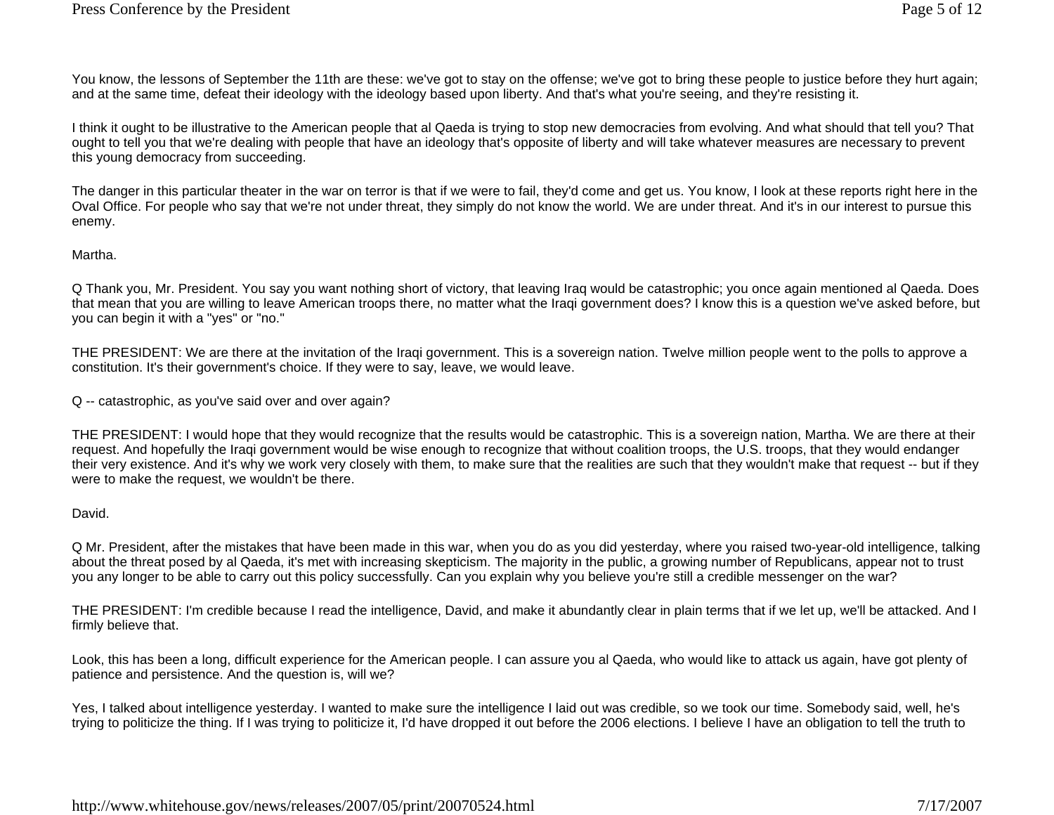You know, the lessons of September the 11th are these: we've got to stay on the offense; we've got to bring these people to justice before they hurt again; and at the same time, defeat their ideology with the ideology based upon liberty. And that's what you're seeing, and they're resisting it.

I think it ought to be illustrative to the American people that al Qaeda is trying to stop new democracies from evolving. And what should that tell you? That ought to tell you that we're dealing with people that have an ideology that's opposite of liberty and will take whatever measures are necessary to prevent this young democracy from succeeding.

The danger in this particular theater in the war on terror is that if we were to fail, they'd come and get us. You know, I look at these reports right here in the Oval Office. For people who say that we're not under threat, they simply do not know the world. We are under threat. And it's in our interest to pursue this enemy.

Martha.

Q Thank you, Mr. President. You say you want nothing short of victory, that leaving Iraq would be catastrophic; you once again mentioned al Qaeda. Does that mean that you are willing to leave American troops there, no matter what the Iraqi government does? I know this is a question we've asked before, but you can begin it with a "yes" or "no."

THE PRESIDENT: We are there at the invitation of the Iraqi government. This is a sovereign nation. Twelve million people went to the polls to approve a constitution. It's their government's choice. If they were to say, leave, we would leave.

Q -- catastrophic, as you've said over and over again?

THE PRESIDENT: I would hope that they would recognize that the results would be catastrophic. This is a sovereign nation, Martha. We are there at their request. And hopefully the Iraqi government would be wise enough to recognize that without coalition troops, the U.S. troops, that they would endanger their very existence. And it's why we work very closely with them, to make sure that the realities are such that they wouldn't make that request -- but if they were to make the request, we wouldn't be there.

David.

Q Mr. President, after the mistakes that have been made in this war, when you do as you did yesterday, where you raised two-year-old intelligence, talking about the threat posed by al Qaeda, it's met with increasing skepticism. The majority in the public, a growing number of Republicans, appear not to trust you any longer to be able to carry out this policy successfully. Can you explain why you believe you're still a credible messenger on the war?

THE PRESIDENT: I'm credible because I read the intelligence, David, and make it abundantly clear in plain terms that if we let up, we'll be attacked. And I firmly believe that.

Look, this has been a long, difficult experience for the American people. I can assure you al Qaeda, who would like to attack us again, have got plenty of patience and persistence. And the question is, will we?

Yes, I talked about intelligence yesterday. I wanted to make sure the intelligence I laid out was credible, so we took our time. Somebody said, well, he's trying to politicize the thing. If I was trying to politicize it, I'd have dropped it out before the 2006 elections. I believe I have an obligation to tell the truth to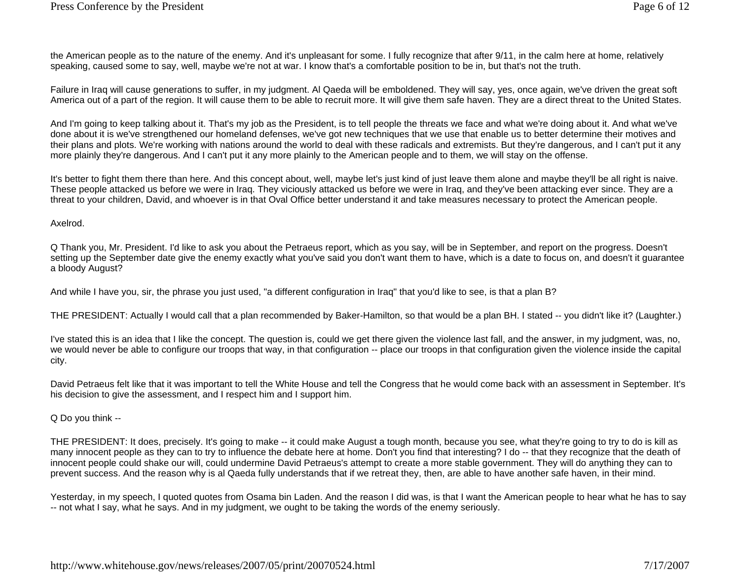the American people as to the nature of the enemy. And it's unpleasant for some. I fully recognize that after 9/11, in the calm here at home, relatively speaking, caused some to say, well, maybe we're not at war. I know that's a comfortable position to be in, but that's not the truth.

Failure in Iraq will cause generations to suffer, in my judgment. Al Qaeda will be emboldened. They will say, yes, once again, we've driven the great soft America out of a part of the region. It will cause them to be able to recruit more. It will give them safe haven. They are a direct threat to the United States.

And I'm going to keep talking about it. That's my job as the President, is to tell people the threats we face and what we're doing about it. And what we've done about it is we've strengthened our homeland defenses, we've got new techniques that we use that enable us to better determine their motives and their plans and plots. We're working with nations around the world to deal with these radicals and extremists. But they're dangerous, and I can't put it any more plainly they're dangerous. And I can't put it any more plainly to the American people and to them, we will stay on the offense.

It's better to fight them there than here. And this concept about, well, maybe let's just kind of just leave them alone and maybe they'll be all right is naive. These people attacked us before we were in Iraq. They viciously attacked us before we were in Iraq, and they've been attacking ever since. They are a threat to your children, David, and whoever is in that Oval Office better understand it and take measures necessary to protect the American people.

Axelrod.

Q Thank you, Mr. President. I'd like to ask you about the Petraeus report, which as you say, will be in September, and report on the progress. Doesn't setting up the September date give the enemy exactly what you've said you don't want them to have, which is a date to focus on, and doesn't it guarantee a bloody August?

And while I have you, sir, the phrase you just used, "a different configuration in Iraq" that you'd like to see, is that a plan B?

THE PRESIDENT: Actually I would call that a plan recommended by Baker-Hamilton, so that would be a plan BH. I stated -- you didn't like it? (Laughter.)

I've stated this is an idea that I like the concept. The question is, could we get there given the violence last fall, and the answer, in my judgment, was, no, we would never be able to configure our troops that way, in that configuration -- place our troops in that configuration given the violence inside the capital city.

David Petraeus felt like that it was important to tell the White House and tell the Congress that he would come back with an assessment in September. It's his decision to give the assessment, and I respect him and I support him.

Q Do you think --

THE PRESIDENT: It does, precisely. It's going to make -- it could make August a tough month, because you see, what they're going to try to do is kill as many innocent people as they can to try to influence the debate here at home. Don't you find that interesting? I do -- that they recognize that the death of innocent people could shake our will, could undermine David Petraeus's attempt to create a more stable government. They will do anything they can to prevent success. And the reason why is al Qaeda fully understands that if we retreat they, then, are able to have another safe haven, in their mind.

Yesterday, in my speech, I quoted quotes from Osama bin Laden. And the reason I did was, is that I want the American people to hear what he has to say -- not what I say, what he says. And in my judgment, we ought to be taking the words of the enemy seriously.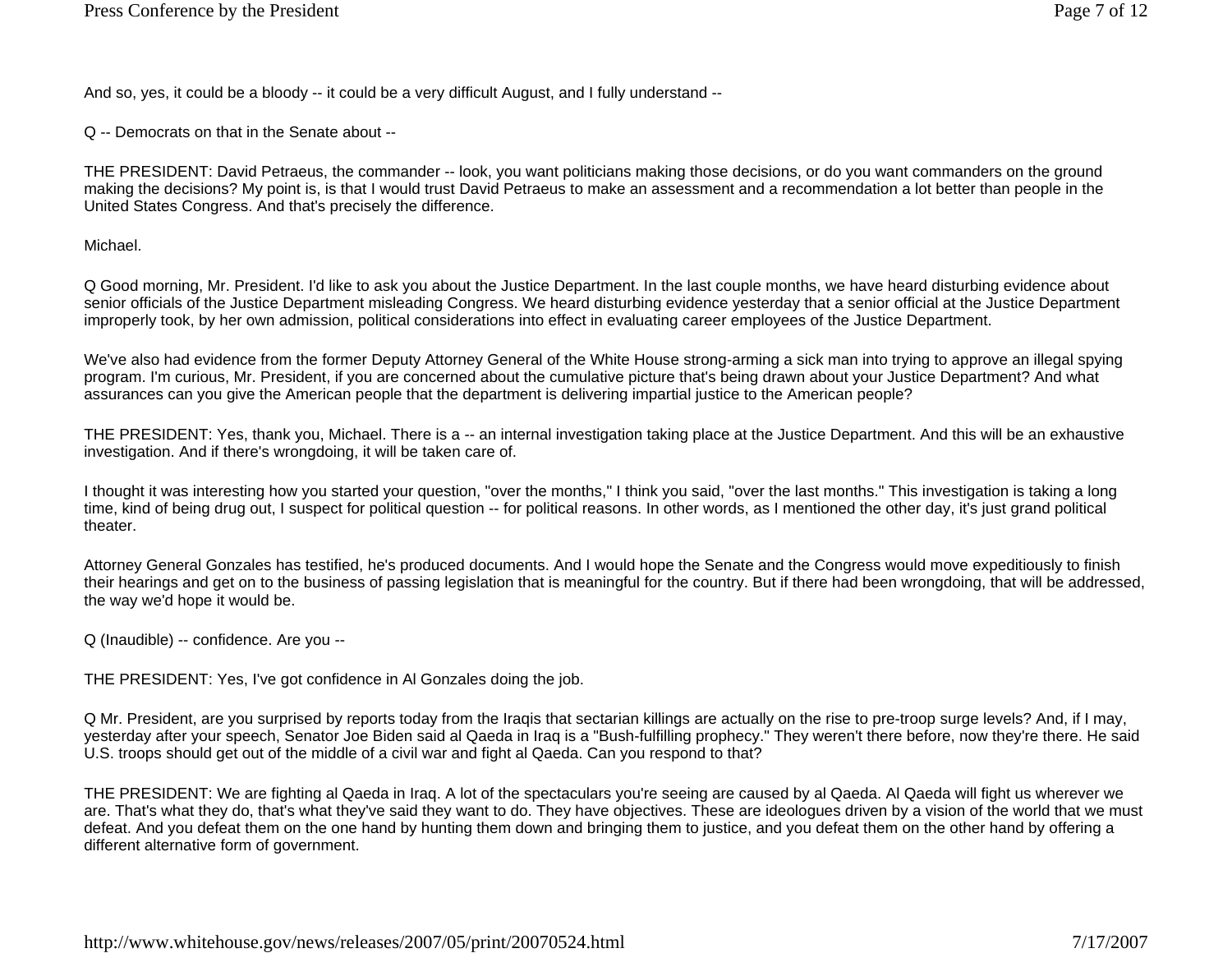And so, yes, it could be a bloody -- it could be a very difficult August, and I fully understand --

Q -- Democrats on that in the Senate about --

THE PRESIDENT: David Petraeus, the commander -- look, you want politicians making those decisions, or do you want commanders on the ground making the decisions? My point is, is that I would trust David Petraeus to make an assessment and a recommendation a lot better than people in the United States Congress. And that's precisely the difference.

Michael.

Q Good morning, Mr. President. I'd like to ask you about the Justice Department. In the last couple months, we have heard disturbing evidence about senior officials of the Justice Department misleading Congress. We heard disturbing evidence yesterday that a senior official at the Justice Department improperly took, by her own admission, political considerations into effect in evaluating career employees of the Justice Department.

We've also had evidence from the former Deputy Attorney General of the White House strong-arming a sick man into trying to approve an illegal spying program. I'm curious, Mr. President, if you are concerned about the cumulative picture that's being drawn about your Justice Department? And what assurances can you give the American people that the department is delivering impartial justice to the American people?

THE PRESIDENT: Yes, thank you, Michael. There is a -- an internal investigation taking place at the Justice Department. And this will be an exhaustive investigation. And if there's wrongdoing, it will be taken care of.

I thought it was interesting how you started your question, "over the months," I think you said, "over the last months." This investigation is taking a long time, kind of being drug out, I suspect for political question -- for political reasons. In other words, as I mentioned the other day, it's just grand political theater.

Attorney General Gonzales has testified, he's produced documents. And I would hope the Senate and the Congress would move expeditiously to finish their hearings and get on to the business of passing legislation that is meaningful for the country. But if there had been wrongdoing, that will be addressed, the way we'd hope it would be.

Q (Inaudible) -- confidence. Are you --

THE PRESIDENT: Yes, I've got confidence in Al Gonzales doing the job.

Q Mr. President, are you surprised by reports today from the Iraqis that sectarian killings are actually on the rise to pre-troop surge levels? And, if I may, yesterday after your speech, Senator Joe Biden said al Qaeda in Iraq is a "Bush-fulfilling prophecy." They weren't there before, now they're there. He said U.S. troops should get out of the middle of a civil war and fight al Qaeda. Can you respond to that?

THE PRESIDENT: We are fighting al Qaeda in Iraq. A lot of the spectaculars you're seeing are caused by al Qaeda. Al Qaeda will fight us wherever we are. That's what they do, that's what they've said they want to do. They have objectives. These are ideologues driven by a vision of the world that we must defeat. And you defeat them on the one hand by hunting them down and bringing them to justice, and you defeat them on the other hand by offering a different alternative form of government.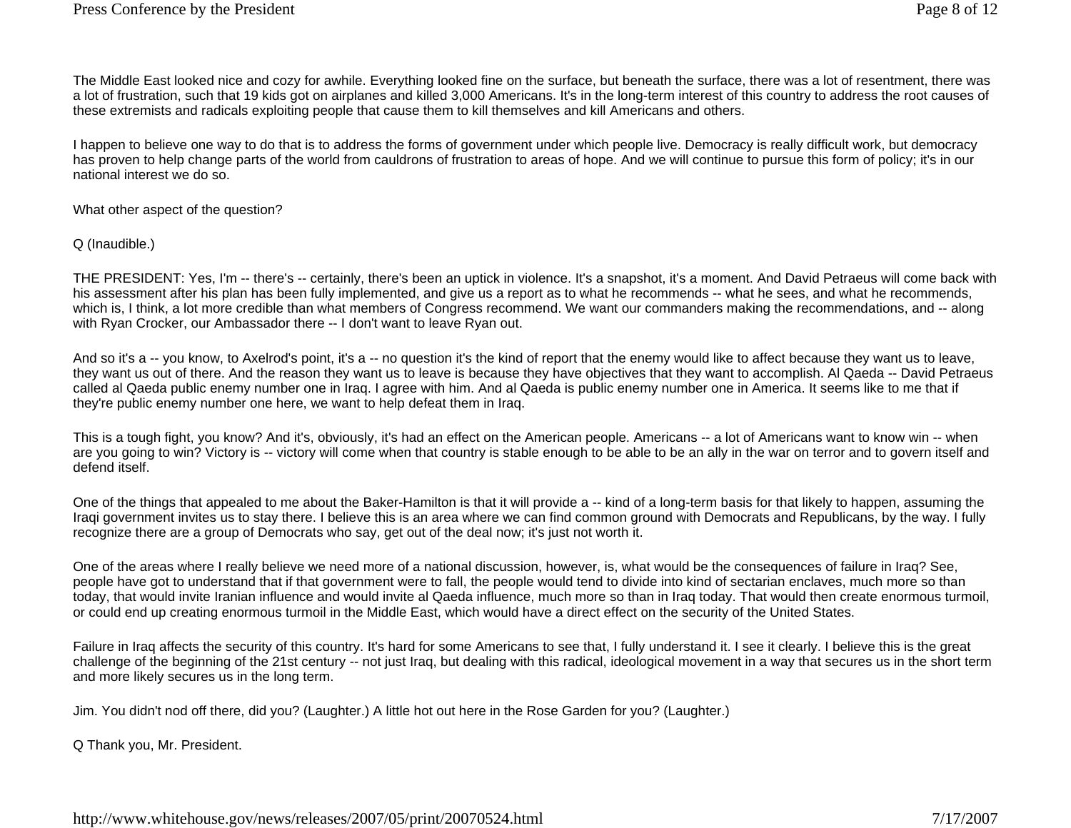The Middle East looked nice and cozy for awhile. Everything looked fine on the surface, but beneath the surface, there was a lot of resentment, there was a lot of frustration, such that 19 kids got on airplanes and killed 3,000 Americans. It's in the long-term interest of this country to address the root causes of these extremists and radicals exploiting people that cause them to kill themselves and kill Americans and others.

I happen to believe one way to do that is to address the forms of government under which people live. Democracy is really difficult work, but democracy has proven to help change parts of the world from cauldrons of frustration to areas of hope. And we will continue to pursue this form of policy; it's in our national interest we do so.

What other aspect of the question?

Q (Inaudible.)

THE PRESIDENT: Yes, I'm -- there's -- certainly, there's been an uptick in violence. It's a snapshot, it's a moment. And David Petraeus will come back with his assessment after his plan has been fully implemented, and give us a report as to what he recommends -- what he sees, and what he recommends, which is, I think, a lot more credible than what members of Congress recommend. We want our commanders making the recommendations, and -- along with Ryan Crocker, our Ambassador there -- I don't want to leave Ryan out.

And so it's a -- you know, to Axelrod's point, it's a -- no question it's the kind of report that the enemy would like to affect because they want us to leave, they want us out of there. And the reason they want us to leave is because they have objectives that they want to accomplish. Al Qaeda -- David Petraeus called al Qaeda public enemy number one in Iraq. I agree with him. And al Qaeda is public enemy number one in America. It seems like to me that if they're public enemy number one here, we want to help defeat them in Iraq.

This is a tough fight, you know? And it's, obviously, it's had an effect on the American people. Americans -- a lot of Americans want to know win -- when are you going to win? Victory is -- victory will come when that country is stable enough to be able to be an ally in the war on terror and to govern itself and defend itself.

One of the things that appealed to me about the Baker-Hamilton is that it will provide a -- kind of a long-term basis for that likely to happen, assuming the Iraqi government invites us to stay there. I believe this is an area where we can find common ground with Democrats and Republicans, by the way. I fully recognize there are a group of Democrats who say, get out of the deal now; it's just not worth it.

One of the areas where I really believe we need more of a national discussion, however, is, what would be the consequences of failure in Iraq? See, people have got to understand that if that government were to fall, the people would tend to divide into kind of sectarian enclaves, much more so than today, that would invite Iranian influence and would invite al Qaeda influence, much more so than in Iraq today. That would then create enormous turmoil, or could end up creating enormous turmoil in the Middle East, which would have a direct effect on the security of the United States.

Failure in Iraq affects the security of this country. It's hard for some Americans to see that, I fully understand it. I see it clearly. I believe this is the great challenge of the beginning of the 21st century -- not just Iraq, but dealing with this radical, ideological movement in a way that secures us in the short term and more likely secures us in the long term.

Jim. You didn't nod off there, did you? (Laughter.) A little hot out here in the Rose Garden for you? (Laughter.)

Q Thank you, Mr. President.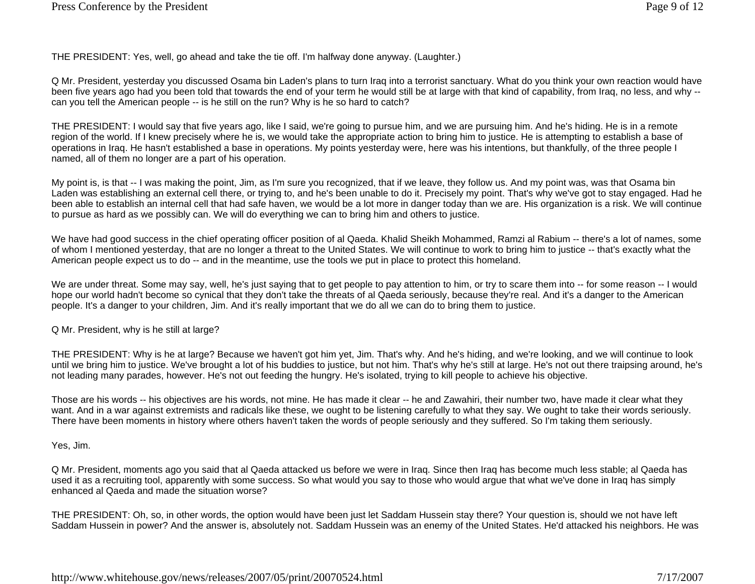THE PRESIDENT: Yes, well, go ahead and take the tie off. I'm halfway done anyway. (Laughter.)

Q Mr. President, yesterday you discussed Osama bin Laden's plans to turn Iraq into a terrorist sanctuary. What do you think your own reaction would have been five years ago had you been told that towards the end of your term he would still be at large with that kind of capability, from Iraq, no less, and why -- can you tell the American people -- is he still on the run? Why is he so hard to catch?

THE PRESIDENT: I would say that five years ago, like I said, we're going to pursue him, and we are pursuing him. And he's hiding. He is in a remote region of the world. If I knew precisely where he is, we would take the appropriate action to bring him to justice. He is attempting to establish a base of operations in Iraq. He hasn't established a base in operations. My points yesterday were, here was his intentions, but thankfully, of the three people I named, all of them no longer are a part of his operation.

My point is, is that -- I was making the point, Jim, as I'm sure you recognized, that if we leave, they follow us. And my point was, was that Osama bin Laden was establishing an external cell there, or trying to, and he's been unable to do it. Precisely my point. That's why we've got to stay engaged. Had he been able to establish an internal cell that had safe haven, we would be a lot more in danger today than we are. His organization is a risk. We will continue to pursue as hard as we possibly can. We will do everything we can to bring him and others to justice.

We have had good success in the chief operating officer position of al Qaeda. Khalid Sheikh Mohammed, Ramzi al Rabium -- there's a lot of names, some of whom I mentioned yesterday, that are no longer a threat to the United States. We will continue to work to bring him to justice -- that's exactly what the American people expect us to do -- and in the meantime, use the tools we put in place to protect this homeland.

We are under threat. Some may say, well, he's just saying that to get people to pay attention to him, or try to scare them into -- for some reason -- I would hope our world hadn't become so cynical that they don't take the threats of al Qaeda seriously, because they're real. And it's a danger to the American people. It's a danger to your children, Jim. And it's really important that we do all we can do to bring them to justice.

Q Mr. President, why is he still at large?

THE PRESIDENT: Why is he at large? Because we haven't got him yet, Jim. That's why. And he's hiding, and we're looking, and we will continue to look until we bring him to justice. We've brought a lot of his buddies to justice, but not him. That's why he's still at large. He's not out there traipsing around, he's not leading many parades, however. He's not out feeding the hungry. He's isolated, trying to kill people to achieve his objective.

Those are his words -- his objectives are his words, not mine. He has made it clear -- he and Zawahiri, their number two, have made it clear what they want. And in a war against extremists and radicals like these, we ought to be listening carefully to what they say. We ought to take their words seriously. There have been moments in history where others haven't taken the words of people seriously and they suffered. So I'm taking them seriously.

Yes, Jim.

Q Mr. President, moments ago you said that al Qaeda attacked us before we were in Iraq. Since then Iraq has become much less stable; al Qaeda has used it as a recruiting tool, apparently with some success. So what would you say to those who would argue that what we've done in Iraq has simply enhanced al Qaeda and made the situation worse?

THE PRESIDENT: Oh, so, in other words, the option would have been just let Saddam Hussein stay there? Your question is, should we not have left Saddam Hussein in power? And the answer is, absolutely not. Saddam Hussein was an enemy of the United States. He'd attacked his neighbors. He was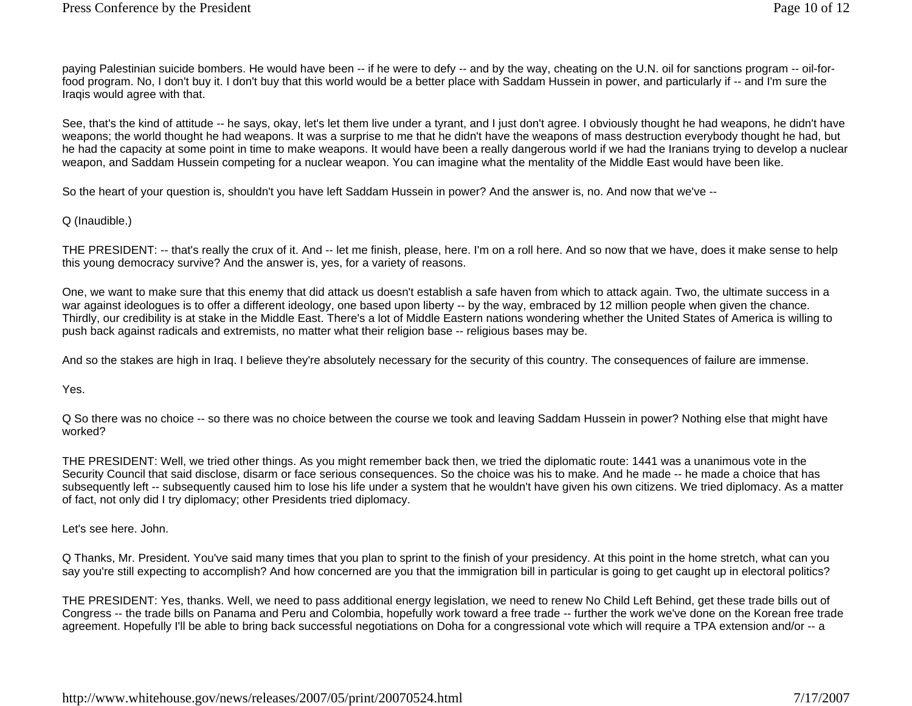paying Palestinian suicide bombers. He would have been -- if he were to defy -- and by the way, cheating on the U.N. oil for sanctions program -- oil-for-food program. No, I don't buy it. I don't buy that this world would be a better place with Saddam Hussein in power, and particularly if -- and I'm sure the Iraqis would agree with that.

See, that's the kind of attitude -- he says, okay, let's let them live under a tyrant, and I just don't agree. I obviously thought he had weapons, he didn't have weapons; the world thought he had weapons. It was a surprise to me that he didn't have the weapons of mass destruction everybody thought he had, but he had the capacity at some point in time to make weapons. It would have been a really dangerous world if we had the Iranians trying to develop a nuclear weapon, and Saddam Hussein competing for a nuclear weapon. You can imagine what the mentality of the Middle East would have been like.

So the heart of your question is, shouldn't you have left Saddam Hussein in power? And the answer is, no. And now that we've --

Q (Inaudible.)

THE PRESIDENT: -- that's really the crux of it. And -- let me finish, please, here. I'm on a roll here. And so now that we have, does it make sense to help this young democracy survive? And the answer is, yes, for a variety of reasons.

One, we want to make sure that this enemy that did attack us doesn't establish a safe haven from which to attack again. Two, the ultimate success in a war against ideologues is to offer a different ideology, one based upon liberty -- by the way, embraced by 12 million people when given the chance. Thirdly, our credibility is at stake in the Middle East. There's a lot of Middle Eastern nations wondering whether the United States of America is willing to push back against radicals and extremists, no matter what their religion base -- religious bases may be.

And so the stakes are high in Iraq. I believe they're absolutely necessary for the security of this country. The consequences of failure are immense.

Yes.

Q So there was no choice -- so there was no choice between the course we took and leaving Saddam Hussein in power? Nothing else that might have worked?

THE PRESIDENT: Well, we tried other things. As you might remember back then, we tried the diplomatic route: 1441 was a unanimous vote in the Security Council that said disclose, disarm or face serious consequences. So the choice was his to make. And he made -- he made a choice that has subsequently left -- subsequently caused him to lose his life under a system that he wouldn't have given his own citizens. We tried diplomacy. As a matter of fact, not only did I try diplomacy; other Presidents tried diplomacy.

Let's see here. John.

Q Thanks, Mr. President. You've said many times that you plan to sprint to the finish of your presidency. At this point in the home stretch, what can you say you're still expecting to accomplish? And how concerned are you that the immigration bill in particular is going to get caught up in electoral politics?

THE PRESIDENT: Yes, thanks. Well, we need to pass additional energy legislation, we need to renew No Child Left Behind, get these trade bills out of Congress -- the trade bills on Panama and Peru and Colombia, hopefully work toward a free trade -- further the work we've done on the Korean free trade agreement. Hopefully I'll be able to bring back successful negotiations on Doha for a congressional vote which will require a TPA extension and/or -- a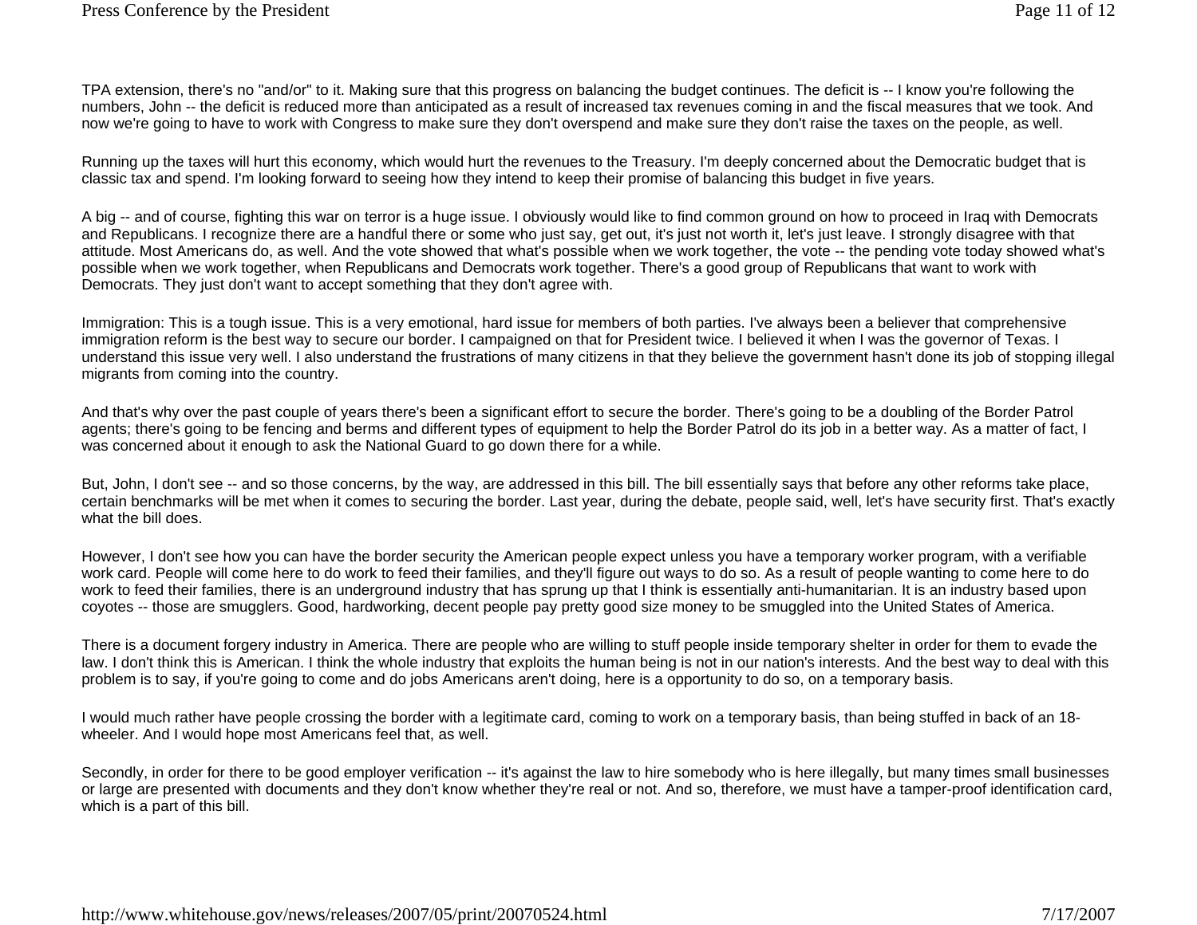TPA extension, there's no "and/or" to it. Making sure that this progress on balancing the budget continues. The deficit is -- I know you're following the numbers, John -- the deficit is reduced more than anticipated as a result of increased tax revenues coming in and the fiscal measures that we took. And now we're going to have to work with Congress to make sure they don't overspend and make sure they don't raise the taxes on the people, as well.

Running up the taxes will hurt this economy, which would hurt the revenues to the Treasury. I'm deeply concerned about the Democratic budget that is classic tax and spend. I'm looking forward to seeing how they intend to keep their promise of balancing this budget in five years.

A big -- and of course, fighting this war on terror is a huge issue. I obviously would like to find common ground on how to proceed in Iraq with Democrats and Republicans. I recognize there are a handful there or some who just say, get out, it's just not worth it, let's just leave. I strongly disagree with that attitude. Most Americans do, as well. And the vote showed that what's possible when we work together, the vote -- the pending vote today showed what's possible when we work together, when Republicans and Democrats work together. There's a good group of Republicans that want to work with Democrats. They just don't want to accept something that they don't agree with.

Immigration: This is a tough issue. This is a very emotional, hard issue for members of both parties. I've always been a believer that comprehensive immigration reform is the best way to secure our border. I campaigned on that for President twice. I believed it when I was the governor of Texas. I understand this issue very well. I also understand the frustrations of many citizens in that they believe the government hasn't done its job of stopping illegal migrants from coming into the country.

And that's why over the past couple of years there's been a significant effort to secure the border. There's going to be a doubling of the Border Patrol agents; there's going to be fencing and berms and different types of equipment to help the Border Patrol do its job in a better way. As a matter of fact, I was concerned about it enough to ask the National Guard to go down there for a while.

But, John, I don't see -- and so those concerns, by the way, are addressed in this bill. The bill essentially says that before any other reforms take place, certain benchmarks will be met when it comes to securing the border. Last year, during the debate, people said, well, let's have security first. That's exactly what the bill does.

However, I don't see how you can have the border security the American people expect unless you have a temporary worker program, with a verifiable work card. People will come here to do work to feed their families, and they'll figure out ways to do so. As a result of people wanting to come here to do work to feed their families, there is an underground industry that has sprung up that I think is essentially anti-humanitarian. It is an industry based upon coyotes -- those are smugglers. Good, hardworking, decent people pay pretty good size money to be smuggled into the United States of America.

There is a document forgery industry in America. There are people who are willing to stuff people inside temporary shelter in order for them to evade the law. I don't think this is American. I think the whole industry that exploits the human being is not in our nation's interests. And the best way to deal with this problem is to say, if you're going to come and do jobs Americans aren't doing, here is a opportunity to do so, on a temporary basis.

I would much rather have people crossing the border with a legitimate card, coming to work on a temporary basis, than being stuffed in back of an 18-wheeler. And I would hope most Americans feel that, as well.

Secondly, in order for there to be good employer verification -- it's against the law to hire somebody who is here illegally, but many times small businesses or large are presented with documents and they don't know whether they're real or not. And so, therefore, we must have a tamper-proof identification card, which is a part of this bill.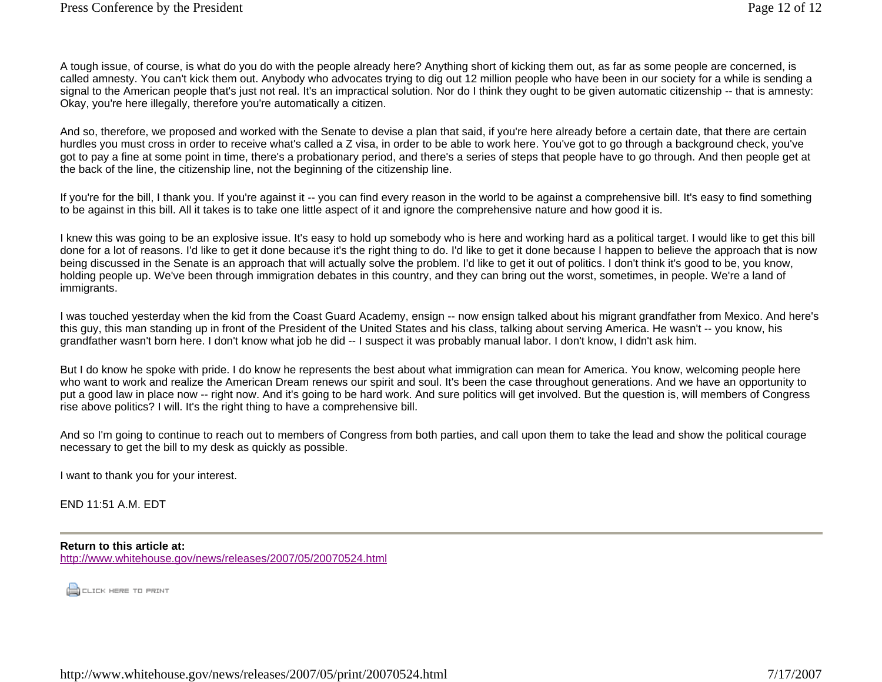A tough issue, of course, is what do you do with the people already here? Anything short of kicking them out, as far as some people are concerned, is called amnesty. You can't kick them out. Anybody who advocates trying to dig out 12 million people who have been in our society for a while is sending a signal to the American people that's just not real. It's an impractical solution. Nor do I think they ought to be given automatic citizenship -- that is amnesty: Okay, you're here illegally, therefore you're automatically a citizen.

And so, therefore, we proposed and worked with the Senate to devise a plan that said, if you're here already before a certain date, that there are certain hurdles you must cross in order to receive what's called a Z visa, in order to be able to work here. You've got to go through a background check, you've got to pay a fine at some point in time, there's a probationary period, and there's a series of steps that people have to go through. And then people get at the back of the line, the citizenship line, not the beginning of the citizenship line.

If you're for the bill, I thank you. If you're against it -- you can find every reason in the world to be against a comprehensive bill. It's easy to find something to be against in this bill. All it takes is to take one little aspect of it and ignore the comprehensive nature and how good it is.

I knew this was going to be an explosive issue. It's easy to hold up somebody who is here and working hard as a political target. I would like to get this bill done for a lot of reasons. I'd like to get it done because it's the right thing to do. I'd like to get it done because I happen to believe the approach that is now being discussed in the Senate is an approach that will actually solve the problem. I'd like to get it out of politics. I don't think it's good to be, you know, holding people up. We've been through immigration debates in this country, and they can bring out the worst, sometimes, in people. We're a land of immigrants.

I was touched yesterday when the kid from the Coast Guard Academy, ensign -- now ensign talked about his migrant grandfather from Mexico. And here's this guy, this man standing up in front of the President of the United States and his class, talking about serving America. He wasn't -- you know, his grandfather wasn't born here. I don't know what job he did -- I suspect it was probably manual labor. I don't know, I didn't ask him.

But I do know he spoke with pride. I do know he represents the best about what immigration can mean for America. You know, welcoming people here who want to work and realize the American Dream renews our spirit and soul. It's been the case throughout generations. And we have an opportunity to put a good law in place now -- right now. And it's going to be hard work. And sure politics will get involved. But the question is, will members of Congress rise above politics? I will. It's the right thing to have a comprehensive bill.

And so I'm going to continue to reach out to members of Congress from both parties, and call upon them to take the lead and show the political courage necessary to get the bill to my desk as quickly as possible.

I want to thank you for your interest.

END 11:51 A.M. EDT

---

**Return to this article at:**
http://www.whitehouse.gov/news/releases/2007/05/20070524.html

CLICK HERE TO PRINT